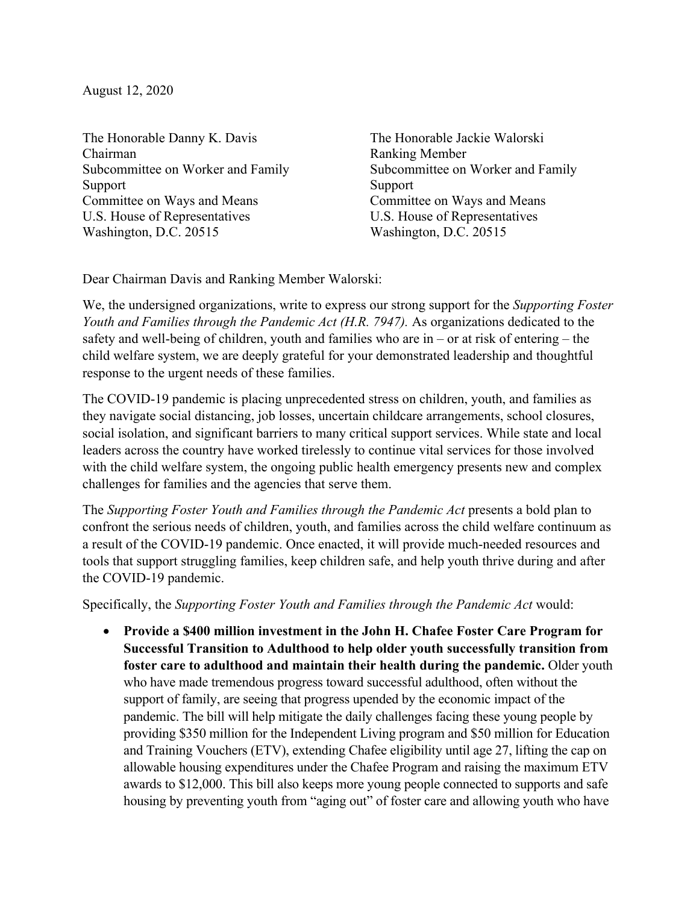August 12, 2020

The Honorable Danny K. Davis
Chairman
Subcommittee on Worker and Family Support
Committee on Ways and Means
U.S. House of Representatives
Washington, D.C. 20515

The Honorable Jackie Walorski
Ranking Member
Subcommittee on Worker and Family Support
Committee on Ways and Means
U.S. House of Representatives
Washington, D.C. 20515

Dear Chairman Davis and Ranking Member Walorski:

We, the undersigned organizations, write to express our strong support for the *Supporting Foster Youth and Families through the Pandemic Act (H.R. 7947).* As organizations dedicated to the safety and well-being of children, youth and families who are in – or at risk of entering – the child welfare system, we are deeply grateful for your demonstrated leadership and thoughtful response to the urgent needs of these families.

The COVID-19 pandemic is placing unprecedented stress on children, youth, and families as they navigate social distancing, job losses, uncertain childcare arrangements, school closures, social isolation, and significant barriers to many critical support services. While state and local leaders across the country have worked tirelessly to continue vital services for those involved with the child welfare system, the ongoing public health emergency presents new and complex challenges for families and the agencies that serve them.

The *Supporting Foster Youth and Families through the Pandemic Act* presents a bold plan to confront the serious needs of children, youth, and families across the child welfare continuum as a result of the COVID-19 pandemic. Once enacted, it will provide much-needed resources and tools that support struggling families, keep children safe, and help youth thrive during and after the COVID-19 pandemic.

Specifically, the *Supporting Foster Youth and Families through the Pandemic Act* would:

- **Provide a $400 million investment in the John H. Chafee Foster Care Program for Successful Transition to Adulthood to help older youth successfully transition from foster care to adulthood and maintain their health during the pandemic.** Older youth who have made tremendous progress toward successful adulthood, often without the support of family, are seeing that progress upended by the economic impact of the pandemic. The bill will help mitigate the daily challenges facing these young people by providing $350 million for the Independent Living program and $50 million for Education and Training Vouchers (ETV), extending Chafee eligibility until age 27, lifting the cap on allowable housing expenditures under the Chafee Program and raising the maximum ETV awards to $12,000. This bill also keeps more young people connected to supports and safe housing by preventing youth from "aging out" of foster care and allowing youth who have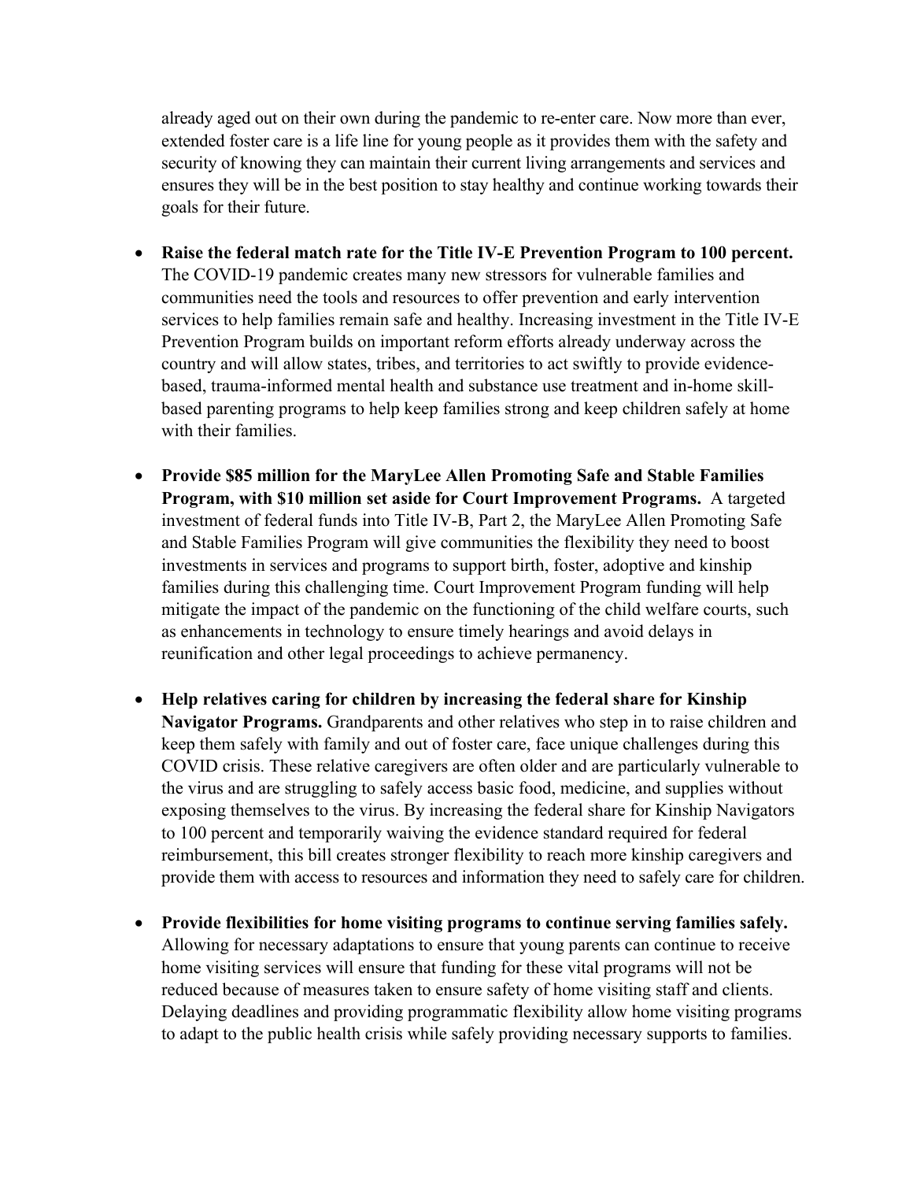already aged out on their own during the pandemic to re-enter care. Now more than ever, extended foster care is a life line for young people as it provides them with the safety and security of knowing they can maintain their current living arrangements and services and ensures they will be in the best position to stay healthy and continue working towards their goals for their future.

- **Raise the federal match rate for the Title IV-E Prevention Program to 100 percent.** The COVID-19 pandemic creates many new stressors for vulnerable families and communities need the tools and resources to offer prevention and early intervention services to help families remain safe and healthy. Increasing investment in the Title IV-E Prevention Program builds on important reform efforts already underway across the country and will allow states, tribes, and territories to act swiftly to provide evidence-based, trauma-informed mental health and substance use treatment and in-home skill-based parenting programs to help keep families strong and keep children safely at home with their families.

- **Provide $85 million for the MaryLee Allen Promoting Safe and Stable Families Program, with $10 million set aside for Court Improvement Programs.** A targeted investment of federal funds into Title IV-B, Part 2, the MaryLee Allen Promoting Safe and Stable Families Program will give communities the flexibility they need to boost investments in services and programs to support birth, foster, adoptive and kinship families during this challenging time. Court Improvement Program funding will help mitigate the impact of the pandemic on the functioning of the child welfare courts, such as enhancements in technology to ensure timely hearings and avoid delays in reunification and other legal proceedings to achieve permanency.

- **Help relatives caring for children by increasing the federal share for Kinship Navigator Programs.** Grandparents and other relatives who step in to raise children and keep them safely with family and out of foster care, face unique challenges during this COVID crisis. These relative caregivers are often older and are particularly vulnerable to the virus and are struggling to safely access basic food, medicine, and supplies without exposing themselves to the virus. By increasing the federal share for Kinship Navigators to 100 percent and temporarily waiving the evidence standard required for federal reimbursement, this bill creates stronger flexibility to reach more kinship caregivers and provide them with access to resources and information they need to safely care for children.

- **Provide flexibilities for home visiting programs to continue serving families safely.** Allowing for necessary adaptations to ensure that young parents can continue to receive home visiting services will ensure that funding for these vital programs will not be reduced because of measures taken to ensure safety of home visiting staff and clients. Delaying deadlines and providing programmatic flexibility allow home visiting programs to adapt to the public health crisis while safely providing necessary supports to families.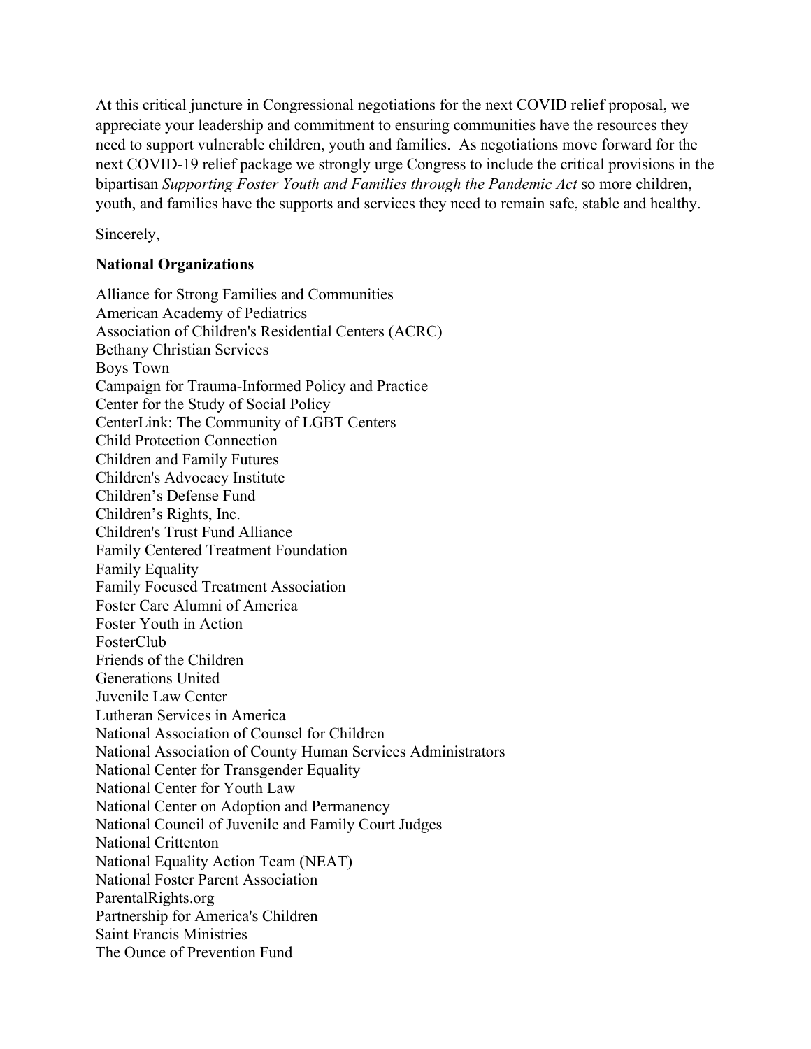At this critical juncture in Congressional negotiations for the next COVID relief proposal, we appreciate your leadership and commitment to ensuring communities have the resources they need to support vulnerable children, youth and families. As negotiations move forward for the next COVID-19 relief package we strongly urge Congress to include the critical provisions in the bipartisan *Supporting Foster Youth and Families through the Pandemic Act* so more children, youth, and families have the supports and services they need to remain safe, stable and healthy.

Sincerely,

**National Organizations**

Alliance for Strong Families and Communities
American Academy of Pediatrics
Association of Children's Residential Centers (ACRC)
Bethany Christian Services
Boys Town
Campaign for Trauma-Informed Policy and Practice
Center for the Study of Social Policy
CenterLink: The Community of LGBT Centers
Child Protection Connection
Children and Family Futures
Children's Advocacy Institute
Children's Defense Fund
Children's Rights, Inc.
Children's Trust Fund Alliance
Family Centered Treatment Foundation
Family Equality
Family Focused Treatment Association
Foster Care Alumni of America
Foster Youth in Action
FosterClub
Friends of the Children
Generations United
Juvenile Law Center
Lutheran Services in America
National Association of Counsel for Children
National Association of County Human Services Administrators
National Center for Transgender Equality
National Center for Youth Law
National Center on Adoption and Permanency
National Council of Juvenile and Family Court Judges
National Crittenton
National Equality Action Team (NEAT)
National Foster Parent Association
ParentalRights.org
Partnership for America's Children
Saint Francis Ministries
The Ounce of Prevention Fund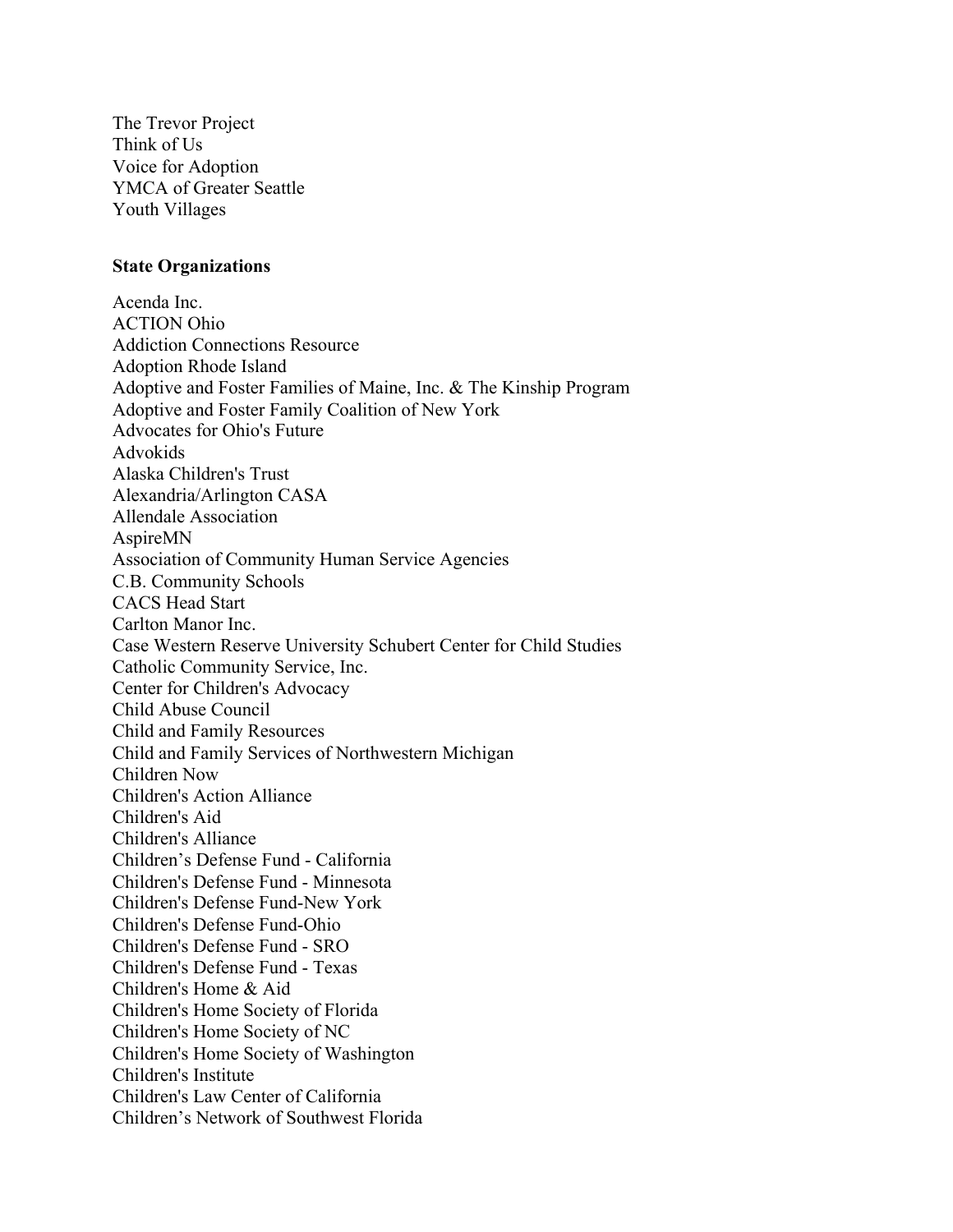The Trevor Project
Think of Us
Voice for Adoption
YMCA of Greater Seattle
Youth Villages

**State Organizations**

Acenda Inc.
ACTION Ohio
Addiction Connections Resource
Adoption Rhode Island
Adoptive and Foster Families of Maine, Inc. & The Kinship Program
Adoptive and Foster Family Coalition of New York
Advocates for Ohio's Future
Advokids
Alaska Children's Trust
Alexandria/Arlington CASA
Allendale Association
AspireMN
Association of Community Human Service Agencies
C.B. Community Schools
CACS Head Start
Carlton Manor Inc.
Case Western Reserve University Schubert Center for Child Studies
Catholic Community Service, Inc.
Center for Children's Advocacy
Child Abuse Council
Child and Family Resources
Child and Family Services of Northwestern Michigan
Children Now
Children's Action Alliance
Children's Aid
Children's Alliance
Children’s Defense Fund - California
Children's Defense Fund - Minnesota
Children's Defense Fund-New York
Children's Defense Fund-Ohio
Children's Defense Fund - SRO
Children's Defense Fund - Texas
Children's Home & Aid
Children's Home Society of Florida
Children's Home Society of NC
Children's Home Society of Washington
Children's Institute
Children's Law Center of California
Children’s Network of Southwest Florida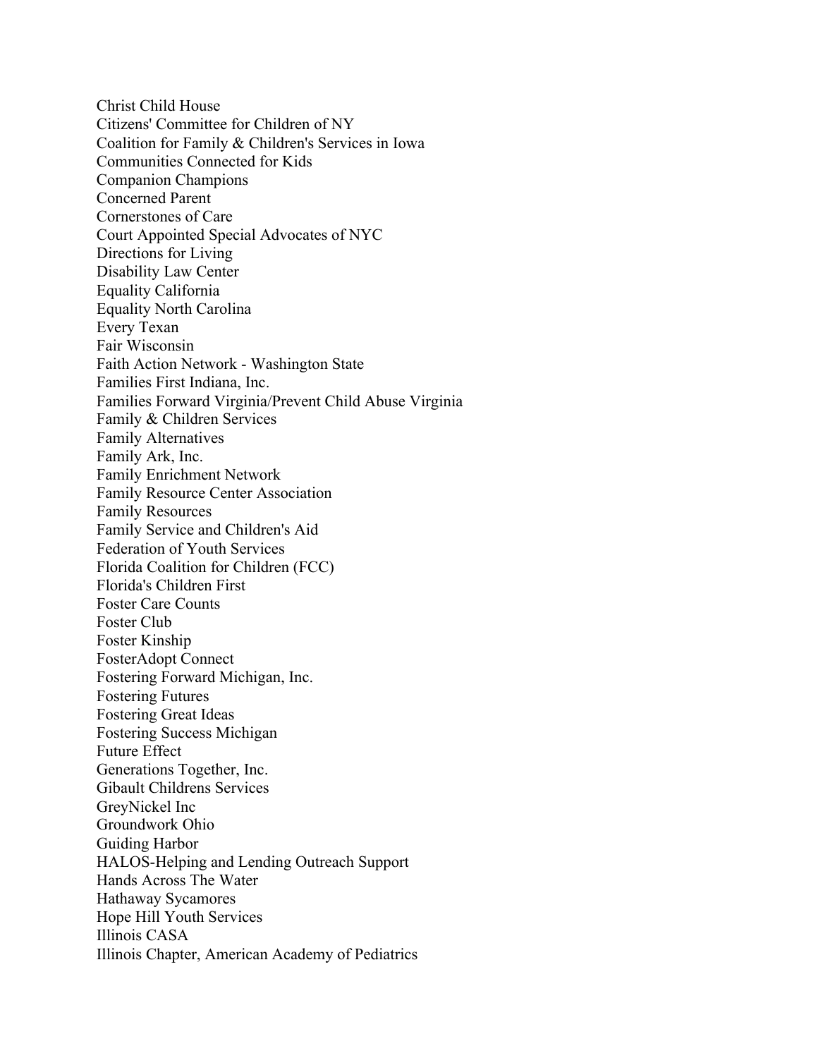Christ Child House
Citizens' Committee for Children of NY
Coalition for Family & Children's Services in Iowa
Communities Connected for Kids
Companion Champions
Concerned Parent
Cornerstones of Care
Court Appointed Special Advocates of NYC
Directions for Living
Disability Law Center
Equality California
Equality North Carolina
Every Texan
Fair Wisconsin
Faith Action Network - Washington State
Families First Indiana, Inc.
Families Forward Virginia/Prevent Child Abuse Virginia
Family & Children Services
Family Alternatives
Family Ark, Inc.
Family Enrichment Network
Family Resource Center Association
Family Resources
Family Service and Children's Aid
Federation of Youth Services
Florida Coalition for Children (FCC)
Florida's Children First
Foster Care Counts
Foster Club
Foster Kinship
FosterAdopt Connect
Fostering Forward Michigan, Inc.
Fostering Futures
Fostering Great Ideas
Fostering Success Michigan
Future Effect
Generations Together, Inc.
Gibault Childrens Services
GreyNickel Inc
Groundwork Ohio
Guiding Harbor
HALOS-Helping and Lending Outreach Support
Hands Across The Water
Hathaway Sycamores
Hope Hill Youth Services
Illinois CASA
Illinois Chapter, American Academy of Pediatrics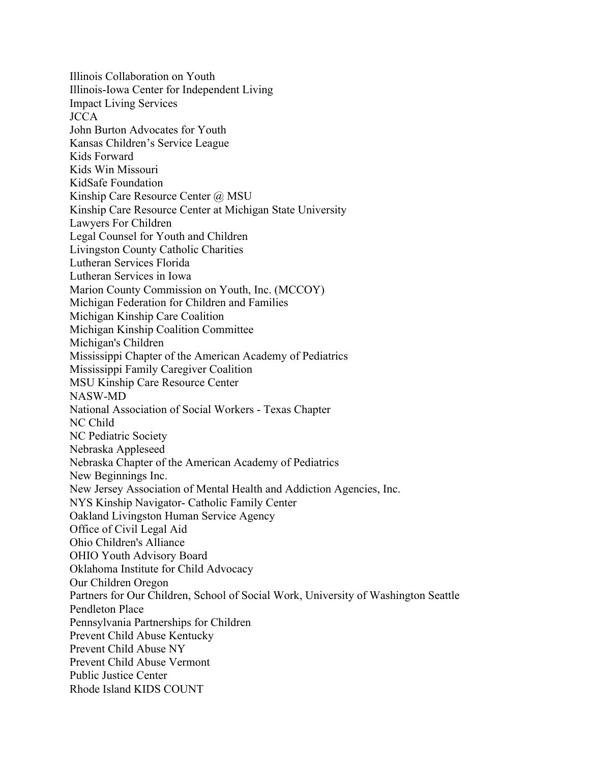Illinois Collaboration on Youth
Illinois-Iowa Center for Independent Living
Impact Living Services
JCCA
John Burton Advocates for Youth
Kansas Children's Service League
Kids Forward
Kids Win Missouri
KidSafe Foundation
Kinship Care Resource Center @ MSU
Kinship Care Resource Center at Michigan State University
Lawyers For Children
Legal Counsel for Youth and Children
Livingston County Catholic Charities
Lutheran Services Florida
Lutheran Services in Iowa
Marion County Commission on Youth, Inc. (MCCOY)
Michigan Federation for Children and Families
Michigan Kinship Care Coalition
Michigan Kinship Coalition Committee
Michigan's Children
Mississippi Chapter of the American Academy of Pediatrics
Mississippi Family Caregiver Coalition
MSU Kinship Care Resource Center
NASW-MD
National Association of Social Workers - Texas Chapter
NC Child
NC Pediatric Society
Nebraska Appleseed
Nebraska Chapter of the American Academy of Pediatrics
New Beginnings Inc.
New Jersey Association of Mental Health and Addiction Agencies, Inc.
NYS Kinship Navigator- Catholic Family Center
Oakland Livingston Human Service Agency
Office of Civil Legal Aid
Ohio Children's Alliance
OHIO Youth Advisory Board
Oklahoma Institute for Child Advocacy
Our Children Oregon
Partners for Our Children, School of Social Work, University of Washington Seattle
Pendleton Place
Pennsylvania Partnerships for Children
Prevent Child Abuse Kentucky
Prevent Child Abuse NY
Prevent Child Abuse Vermont
Public Justice Center
Rhode Island KIDS COUNT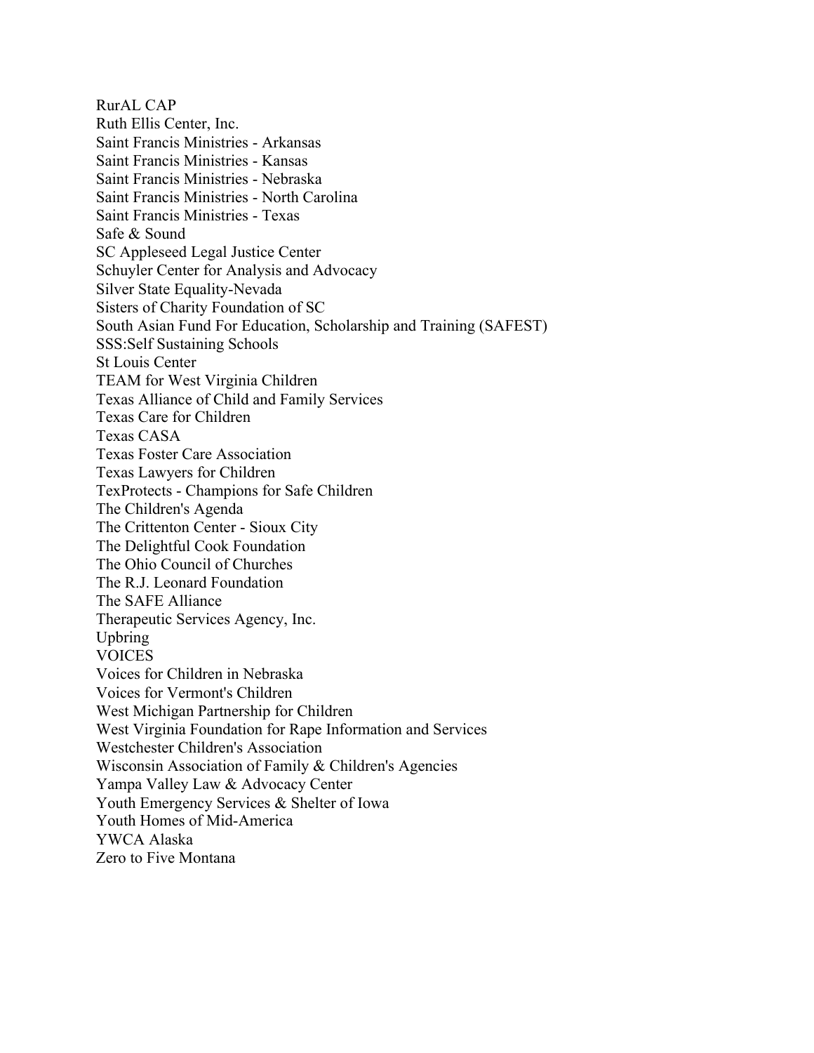RurAL CAP
Ruth Ellis Center, Inc.
Saint Francis Ministries - Arkansas
Saint Francis Ministries - Kansas
Saint Francis Ministries - Nebraska
Saint Francis Ministries - North Carolina
Saint Francis Ministries - Texas
Safe & Sound
SC Appleseed Legal Justice Center
Schuyler Center for Analysis and Advocacy
Silver State Equality-Nevada
Sisters of Charity Foundation of SC
South Asian Fund For Education, Scholarship and Training (SAFEST)
SSS:Self Sustaining Schools
St Louis Center
TEAM for West Virginia Children
Texas Alliance of Child and Family Services
Texas Care for Children
Texas CASA
Texas Foster Care Association
Texas Lawyers for Children
TexProtects - Champions for Safe Children
The Children's Agenda
The Crittenton Center - Sioux City
The Delightful Cook Foundation
The Ohio Council of Churches
The R.J. Leonard Foundation
The SAFE Alliance
Therapeutic Services Agency, Inc.
Upbring
VOICES
Voices for Children in Nebraska
Voices for Vermont's Children
West Michigan Partnership for Children
West Virginia Foundation for Rape Information and Services
Westchester Children's Association
Wisconsin Association of Family & Children's Agencies
Yampa Valley Law & Advocacy Center
Youth Emergency Services & Shelter of Iowa
Youth Homes of Mid-America
YWCA Alaska
Zero to Five Montana